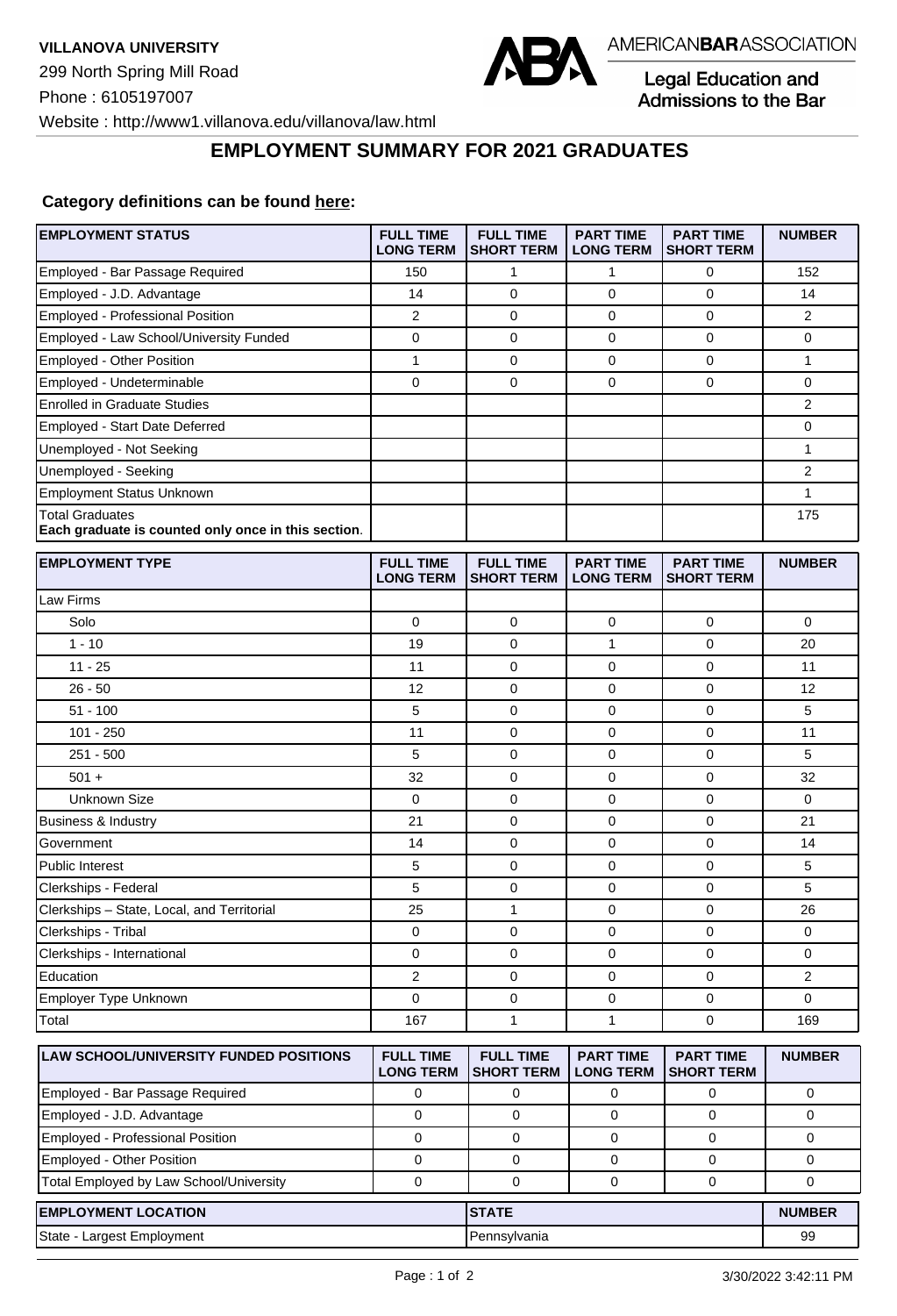**VILLANOVA UNIVERSITY**

299 North Spring Mill Road

Phone : 6105197007

Website : http://www1.villanova.edu/villanova/law.html

AMERICAN**BAR**ASSOCIATION

Legal Education and Admissions to the Bar

## EMPLOYMENT SUMMARY FOR 2021 GRADUATES

**Category definitions can be found here:**

| EMPLOYMENT STATUS | FULL TIME LONG TERM | FULL TIME SHORT TERM | PART TIME LONG TERM | PART TIME SHORT TERM | NUMBER |
|---|---|---|---|---|---|
| Employed - Bar Passage Required | 150 | 1 | 1 | 0 | 152 |
| Employed - J.D. Advantage | 14 | 0 | 0 | 0 | 14 |
| Employed - Professional Position | 2 | 0 | 0 | 0 | 2 |
| Employed - Law School/University Funded | 0 | 0 | 0 | 0 | 0 |
| Employed - Other Position | 1 | 0 | 0 | 0 | 1 |
| Employed - Undeterminable | 0 | 0 | 0 | 0 | 0 |
| Enrolled in Graduate Studies | | | | | 2 |
| Employed - Start Date Deferred | | | | | 0 |
| Unemployed - Not Seeking | | | | | 1 |
| Unemployed - Seeking | | | | | 2 |
| Employment Status Unknown | | | | | 1 |
| Total Graduates **Each graduate is counted only once in this section**. | | | | | 175 |

| EMPLOYMENT TYPE | FULL TIME LONG TERM | FULL TIME SHORT TERM | PART TIME LONG TERM | PART TIME SHORT TERM | NUMBER |
|---|---|---|---|---|---|
| Law Firms | | | | | |
| Solo | 0 | 0 | 0 | 0 | 0 |
| 1 - 10 | 19 | 0 | 1 | 0 | 20 |
| 11 - 25 | 11 | 0 | 0 | 0 | 11 |
| 26 - 50 | 12 | 0 | 0 | 0 | 12 |
| 51 - 100 | 5 | 0 | 0 | 0 | 5 |
| 101 - 250 | 11 | 0 | 0 | 0 | 11 |
| 251 - 500 | 5 | 0 | 0 | 0 | 5 |
| 501 + | 32 | 0 | 0 | 0 | 32 |
| Unknown Size | 0 | 0 | 0 | 0 | 0 |
| Business & Industry | 21 | 0 | 0 | 0 | 21 |
| Government | 14 | 0 | 0 | 0 | 14 |
| Public Interest | 5 | 0 | 0 | 0 | 5 |
| Clerkships - Federal | 5 | 0 | 0 | 0 | 5 |
| Clerkships – State, Local, and Territorial | 25 | 1 | 0 | 0 | 26 |
| Clerkships - Tribal | 0 | 0 | 0 | 0 | 0 |
| Clerkships - International | 0 | 0 | 0 | 0 | 0 |
| Education | 2 | 0 | 0 | 0 | 2 |
| Employer Type Unknown | 0 | 0 | 0 | 0 | 0 |
| Total | 167 | 1 | 1 | 0 | 169 |

| LAW SCHOOL/UNIVERSITY FUNDED POSITIONS | FULL TIME LONG TERM | FULL TIME SHORT TERM | PART TIME LONG TERM | PART TIME SHORT TERM | NUMBER |
|---|---|---|---|---|---|
| Employed - Bar Passage Required | 0 | 0 | 0 | 0 | 0 |
| Employed - J.D. Advantage | 0 | 0 | 0 | 0 | 0 |
| Employed - Professional Position | 0 | 0 | 0 | 0 | 0 |
| Employed - Other Position | 0 | 0 | 0 | 0 | 0 |
| Total Employed by Law School/University | 0 | 0 | 0 | 0 | 0 |

| EMPLOYMENT LOCATION | STATE | NUMBER |
|---|---|---|
| State - Largest Employment | Pennsylvania | 99 |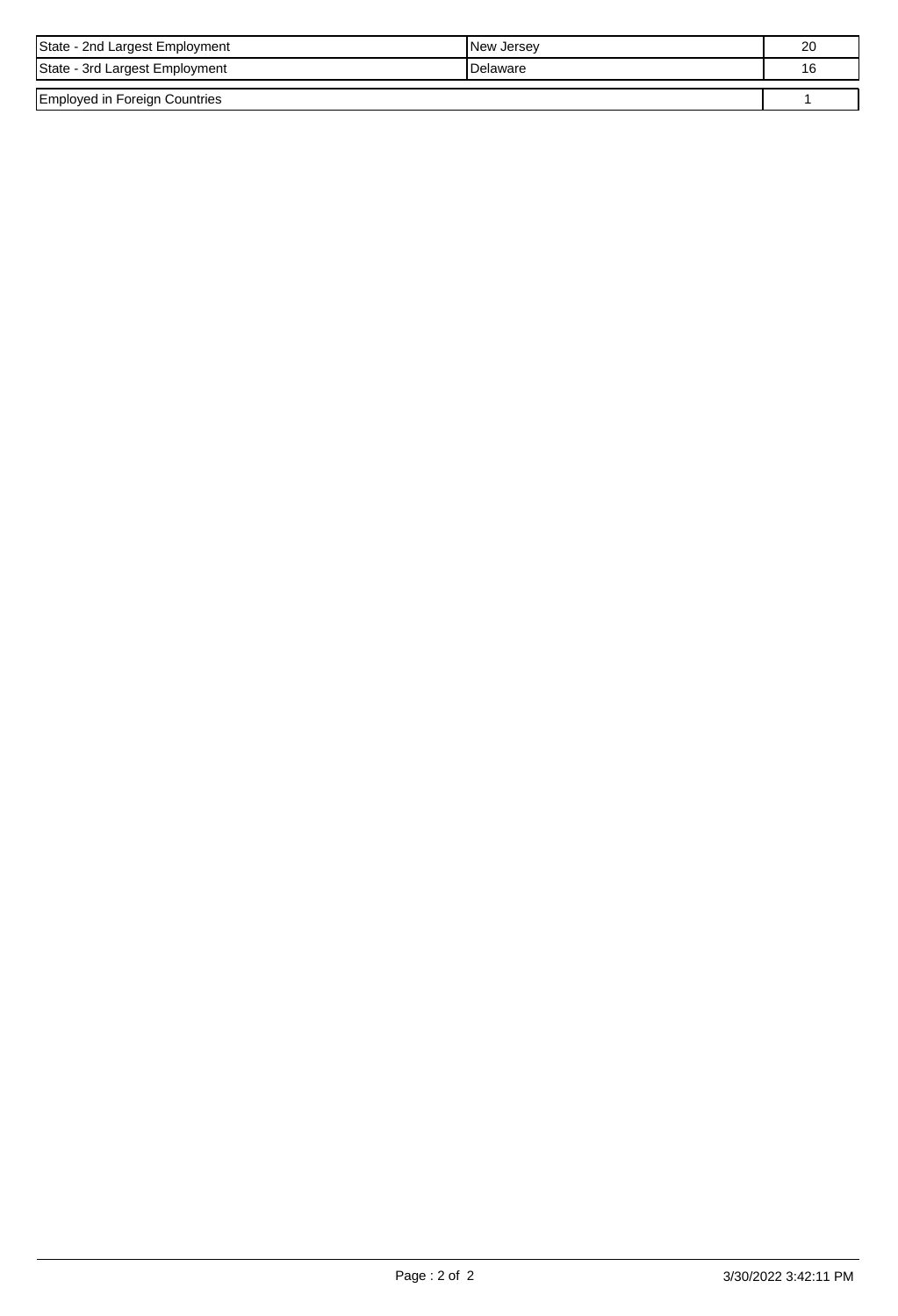| | | |
|---|---|---|
| State - 2nd Largest Employment | New Jersey | 20 |
| State - 3rd Largest Employment | Delaware | 16 |

| | |
|---|---|
| Employed in Foreign Countries | 1 |